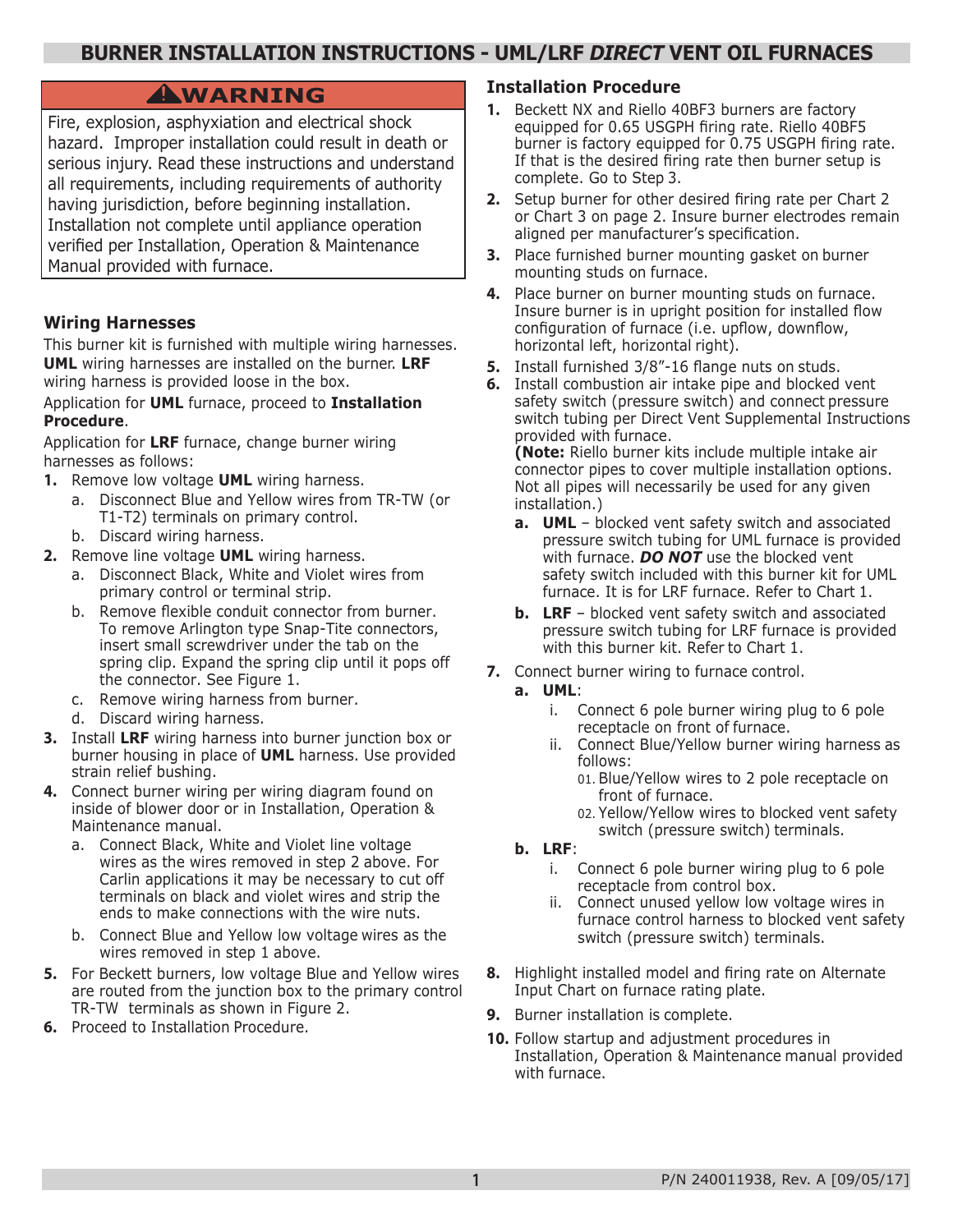# BURNER INSTALLATION INSTRUCTIONS - UML/LRF *DIRECT* VENT OIL FURNACES

## ⚠WARNING

Fire, explosion, asphyxiation and electrical shock hazard. Improper installation could result in death or serious injury. Read these instructions and understand all requirements, including requirements of authority having jurisdiction, before beginning installation. Installation not complete until appliance operation verified per Installation, Operation & Maintenance Manual provided with furnace.

### Wiring Harnesses

This burner kit is furnished with multiple wiring harnesses. **UML** wiring harnesses are installed on the burner. **LRF** wiring harness is provided loose in the box.

Application for **UML** furnace, proceed to **Installation Procedure**.

Application for **LRF** furnace, change burner wiring harnesses as follows:

1. Remove low voltage **UML** wiring harness.
   a. Disconnect Blue and Yellow wires from TR-TW (or T1-T2) terminals on primary control.
   b. Discard wiring harness.
2. Remove line voltage **UML** wiring harness.
   a. Disconnect Black, White and Violet wires from primary control or terminal strip.
   b. Remove flexible conduit connector from burner. To remove Arlington type Snap-Tite connectors, insert small screwdriver under the tab on the spring clip. Expand the spring clip until it pops off the connector. See Figure 1.
   c. Remove wiring harness from burner.
   d. Discard wiring harness.
3. Install **LRF** wiring harness into burner junction box or burner housing in place of **UML** harness. Use provided strain relief bushing.
4. Connect burner wiring per wiring diagram found on inside of blower door or in Installation, Operation & Maintenance manual.
   a. Connect Black, White and Violet line voltage wires as the wires removed in step 2 above. For Carlin applications it may be necessary to cut off terminals on black and violet wires and strip the ends to make connections with the wire nuts.
   b. Connect Blue and Yellow low voltage wires as the wires removed in step 1 above.
5. For Beckett burners, low voltage Blue and Yellow wires are routed from the junction box to the primary control TR-TW terminals as shown in Figure 2.
6. Proceed to Installation Procedure.

### Installation Procedure

1. Beckett NX and Riello 40BF3 burners are factory equipped for 0.65 USGPH firing rate. Riello 40BF5 burner is factory equipped for 0.75 USGPH firing rate. If that is the desired firing rate then burner setup is complete. Go to Step 3.
2. Setup burner for other desired firing rate per Chart 2 or Chart 3 on page 2. Insure burner electrodes remain aligned per manufacturer's specification.
3. Place furnished burner mounting gasket on burner mounting studs on furnace.
4. Place burner on burner mounting studs on furnace. Insure burner is in upright position for installed flow configuration of furnace (i.e. upflow, downflow, horizontal left, horizontal right).
5. Install furnished 3/8"-16 flange nuts on studs.
6. Install combustion air intake pipe and blocked vent safety switch (pressure switch) and connect pressure switch tubing per Direct Vent Supplemental Instructions provided with furnace.
   **(Note:** Riello burner kits include multiple intake air connector pipes to cover multiple installation options. Not all pipes will necessarily be used for any given installation.)
   a. **UML** – blocked vent safety switch and associated pressure switch tubing for UML furnace is provided with furnace. ***DO NOT*** use the blocked vent safety switch included with this burner kit for UML furnace. It is for LRF furnace. Refer to Chart 1.
   b. **LRF** – blocked vent safety switch and associated pressure switch tubing for LRF furnace is provided with this burner kit. Refer to Chart 1.
7. Connect burner wiring to furnace control.
   a. **UML**:
      i. Connect 6 pole burner wiring plug to 6 pole receptacle on front of furnace.
      ii. Connect Blue/Yellow burner wiring harness as follows:
         01. Blue/Yellow wires to 2 pole receptacle on front of furnace.
         02. Yellow/Yellow wires to blocked vent safety switch (pressure switch) terminals.
   b. **LRF**:
      i. Connect 6 pole burner wiring plug to 6 pole receptacle from control box.
      ii. Connect unused yellow low voltage wires in furnace control harness to blocked vent safety switch (pressure switch) terminals.
8. Highlight installed model and firing rate on Alternate Input Chart on furnace rating plate.
9. Burner installation is complete.
10. Follow startup and adjustment procedures in Installation, Operation & Maintenance manual provided with furnace.

P/N 240011938, Rev. A [09/05/17]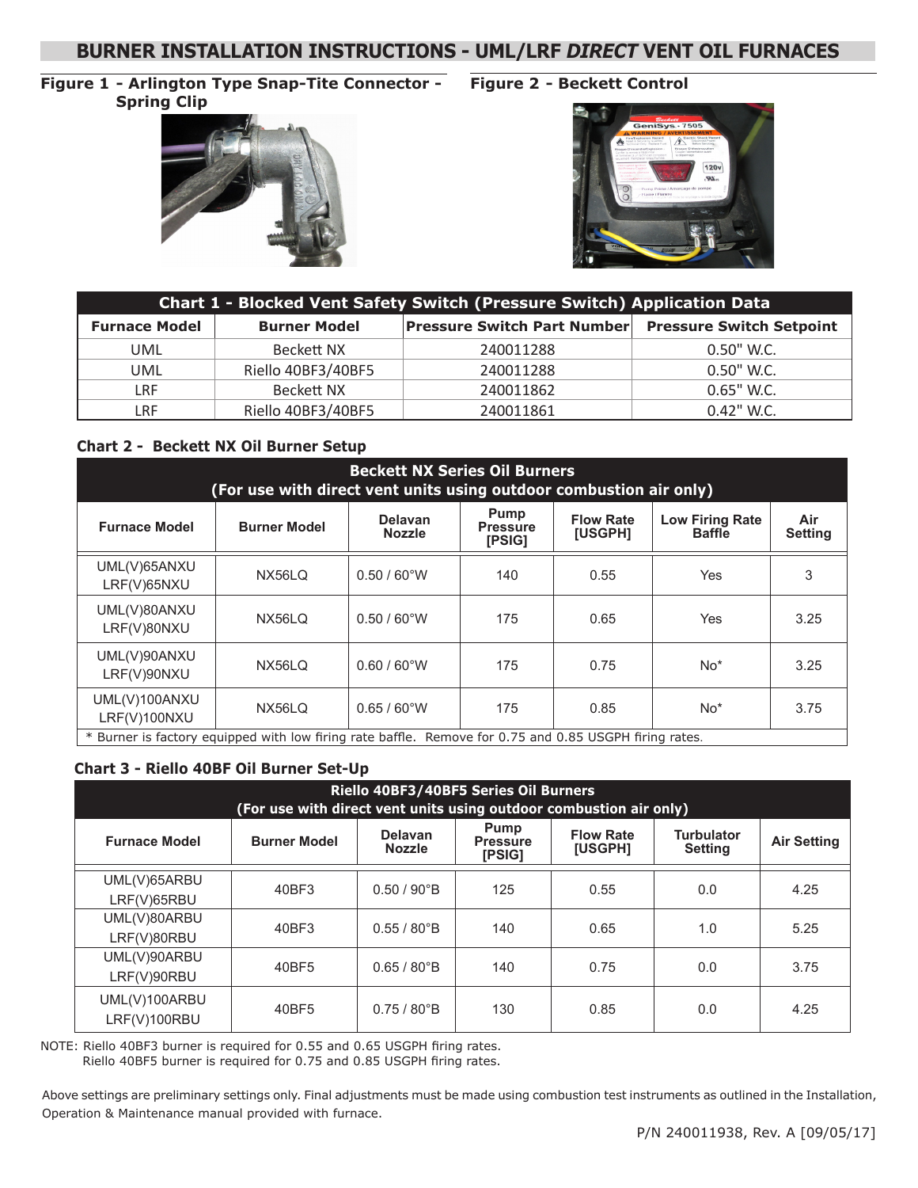# BURNER INSTALLATION INSTRUCTIONS - UML/LRF *DIRECT* VENT OIL FURNACES

**Figure 1 - Arlington Type Snap-Tite Connector - Spring Clip**

**Figure 2 - Beckett Control**

**Chart 1 - Blocked Vent Safety Switch (Pressure Switch) Application Data**

| Furnace Model | Burner Model | Pressure Switch Part Number | Pressure Switch Setpoint |
|---|---|---|---|
| UML | Beckett NX | 240011288 | 0.50" W.C. |
| UML | Riello 40BF3/40BF5 | 240011288 | 0.50" W.C. |
| LRF | Beckett NX | 240011862 | 0.65" W.C. |
| LRF | Riello 40BF3/40BF5 | 240011861 | 0.42" W.C. |

**Chart 2 - Beckett NX Oil Burner Setup**

**Beckett NX Series Oil Burners (For use with direct vent units using outdoor combustion air only)**

| Furnace Model | Burner Model | Delavan Nozzle | Pump Pressure [PSIG] | Flow Rate [USGPH] | Low Firing Rate Baffle | Air Setting |
|---|---|---|---|---|---|---|
| UML(V)65ANXU LRF(V)65NXU | NX56LQ | 0.50 / 60°W | 140 | 0.55 | Yes | 3 |
| UML(V)80ANXU LRF(V)80NXU | NX56LQ | 0.50 / 60°W | 175 | 0.65 | Yes | 3.25 |
| UML(V)90ANXU LRF(V)90NXU | NX56LQ | 0.60 / 60°W | 175 | 0.75 | No* | 3.25 |
| UML(V)100ANXU LRF(V)100NXU | NX56LQ | 0.65 / 60°W | 175 | 0.85 | No* | 3.75 |

* Burner is factory equipped with low firing rate baffle. Remove for 0.75 and 0.85 USGPH firing rates.

**Chart 3 - Riello 40BF Oil Burner Set-Up**

**Riello 40BF3/40BF5 Series Oil Burners (For use with direct vent units using outdoor combustion air only)**

| Furnace Model | Burner Model | Delavan Nozzle | Pump Pressure [PSIG] | Flow Rate [USGPH] | Turbulator Setting | Air Setting |
|---|---|---|---|---|---|---|
| UML(V)65ARBU LRF(V)65RBU | 40BF3 | 0.50 / 90°B | 125 | 0.55 | 0.0 | 4.25 |
| UML(V)80ARBU LRF(V)80RBU | 40BF3 | 0.55 / 80°B | 140 | 0.65 | 1.0 | 5.25 |
| UML(V)90ARBU LRF(V)90RBU | 40BF5 | 0.65 / 80°B | 140 | 0.75 | 0.0 | 3.75 |
| UML(V)100ARBU LRF(V)100RBU | 40BF5 | 0.75 / 80°B | 130 | 0.85 | 0.0 | 4.25 |

NOTE: Riello 40BF3 burner is required for 0.55 and 0.65 USGPH firing rates.
Riello 40BF5 burner is required for 0.75 and 0.85 USGPH firing rates.

Above settings are preliminary settings only. Final adjustments must be made using combustion test instruments as outlined in the Installation, Operation & Maintenance manual provided with furnace.

P/N 240011938, Rev. A [09/05/17]